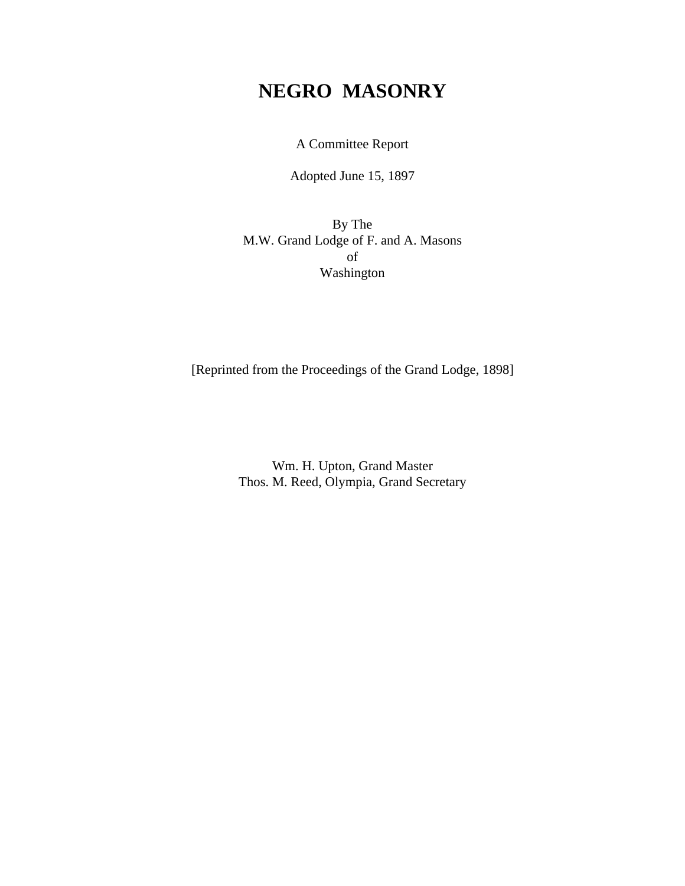# NEGRO MASONRY

A Committee Report

Adopted June 15, 1897

By The
M.W. Grand Lodge of F. and A. Masons
of
Washington

[Reprinted from the Proceedings of the Grand Lodge, 1898]

Wm. H. Upton, Grand Master
Thos. M. Reed, Olympia, Grand Secretary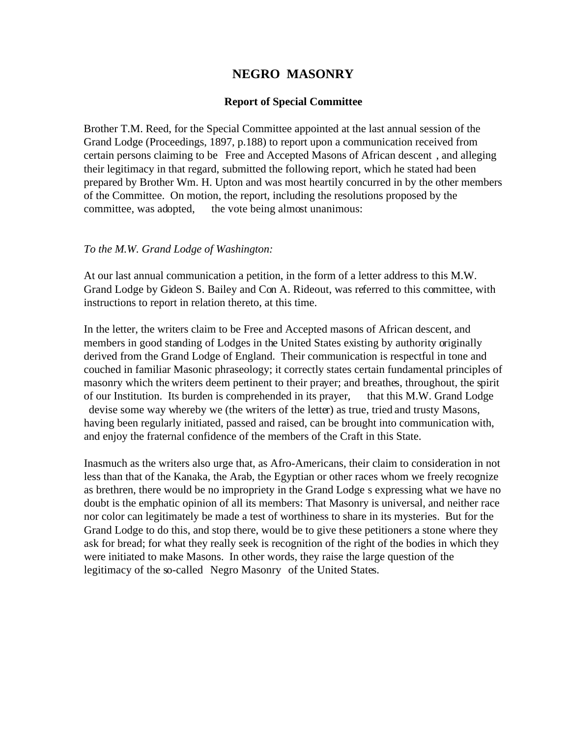## NEGRO MASONRY

### Report of Special Committee

Brother T.M. Reed, for the Special Committee appointed at the last annual session of the Grand Lodge (Proceedings, 1897, p.188) to report upon a communication received from certain persons claiming to be  Free and Accepted Masons of African descent , and alleging their legitimacy in that regard, submitted the following report, which he stated had been prepared by Brother Wm. H. Upton and was most heartily concurred in by the other members of the Committee. On motion, the report, including the resolutions proposed by the committee, was adopted,  the vote being almost unanimous:

*To the M.W. Grand Lodge of Washington:*

At our last annual communication a petition, in the form of a letter address to this M.W. Grand Lodge by Gideon S. Bailey and Con A. Rideout, was referred to this committee, with instructions to report in relation thereto, at this time.

In the letter, the writers claim to be Free and Accepted masons of African descent, and members in good standing of Lodges in the United States existing by authority originally derived from the Grand Lodge of England. Their communication is respectful in tone and couched in familiar Masonic phraseology; it correctly states certain fundamental principles of masonry which the writers deem pertinent to their prayer; and breathes, throughout, the spirit of our Institution. Its burden is comprehended in its prayer,  that this M.W. Grand Lodge devise some way whereby we (the writers of the letter) as true, tried and trusty Masons, having been regularly initiated, passed and raised, can be brought into communication with, and enjoy the fraternal confidence of the members of the Craft in this State.

Inasmuch as the writers also urge that, as Afro-Americans, their claim to consideration in not less than that of the Kanaka, the Arab, the Egyptian or other races whom we freely recognize as brethren, there would be no impropriety in the Grand Lodge s expressing what we have no doubt is the emphatic opinion of all its members: That Masonry is universal, and neither race nor color can legitimately be made a test of worthiness to share in its mysteries. But for the Grand Lodge to do this, and stop there, would be to give these petitioners a stone where they ask for bread; for what they really seek is recognition of the right of the bodies in which they were initiated to make Masons. In other words, they raise the large question of the legitimacy of the so-called  Negro Masonry  of the United States.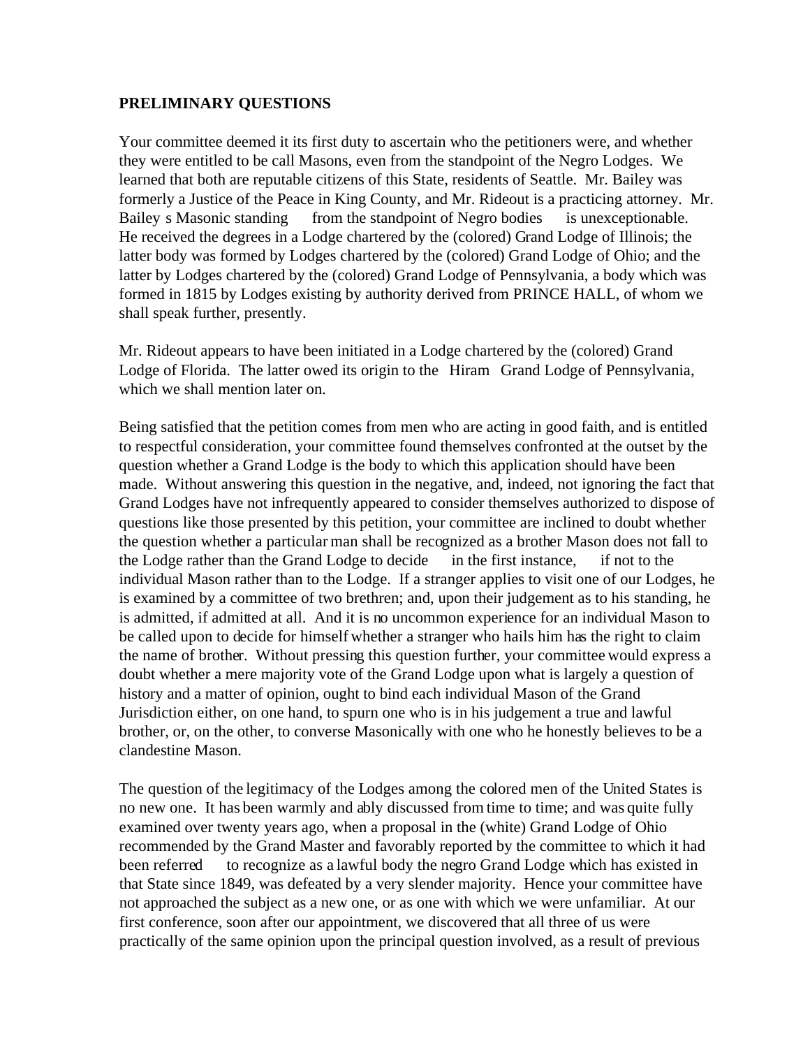**PRELIMINARY QUESTIONS**

Your committee deemed it its first duty to ascertain who the petitioners were, and whether they were entitled to be call Masons, even from the standpoint of the Negro Lodges. We learned that both are reputable citizens of this State, residents of Seattle. Mr. Bailey was formerly a Justice of the Peace in King County, and Mr. Rideout is a practicing attorney. Mr. Bailey s Masonic standing  from the standpoint of Negro bodies  is unexceptionable. He received the degrees in a Lodge chartered by the (colored) Grand Lodge of Illinois; the latter body was formed by Lodges chartered by the (colored) Grand Lodge of Ohio; and the latter by Lodges chartered by the (colored) Grand Lodge of Pennsylvania, a body which was formed in 1815 by Lodges existing by authority derived from PRINCE HALL, of whom we shall speak further, presently.

Mr. Rideout appears to have been initiated in a Lodge chartered by the (colored) Grand Lodge of Florida. The latter owed its origin to the  Hiram  Grand Lodge of Pennsylvania, which we shall mention later on.

Being satisfied that the petition comes from men who are acting in good faith, and is entitled to respectful consideration, your committee found themselves confronted at the outset by the question whether a Grand Lodge is the body to which this application should have been made. Without answering this question in the negative, and, indeed, not ignoring the fact that Grand Lodges have not infrequently appeared to consider themselves authorized to dispose of questions like those presented by this petition, your committee are inclined to doubt whether the question whether a particular man shall be recognized as a brother Mason does not fall to the Lodge rather than the Grand Lodge to decide  in the first instance,  if not to the individual Mason rather than to the Lodge. If a stranger applies to visit one of our Lodges, he is examined by a committee of two brethren; and, upon their judgement as to his standing, he is admitted, if admitted at all. And it is no uncommon experience for an individual Mason to be called upon to decide for himself whether a stranger who hails him has the right to claim the name of brother. Without pressing this question further, your committee would express a doubt whether a mere majority vote of the Grand Lodge upon what is largely a question of history and a matter of opinion, ought to bind each individual Mason of the Grand Jurisdiction either, on one hand, to spurn one who is in his judgement a true and lawful brother, or, on the other, to converse Masonically with one who he honestly believes to be a clandestine Mason.

The question of the legitimacy of the Lodges among the colored men of the United States is no new one. It has been warmly and ably discussed from time to time; and was quite fully examined over twenty years ago, when a proposal in the (white) Grand Lodge of Ohio recommended by the Grand Master and favorably reported by the committee to which it had been referred  to recognize as a lawful body the negro Grand Lodge which has existed in that State since 1849, was defeated by a very slender majority. Hence your committee have not approached the subject as a new one, or as one with which we were unfamiliar. At our first conference, soon after our appointment, we discovered that all three of us were practically of the same opinion upon the principal question involved, as a result of previous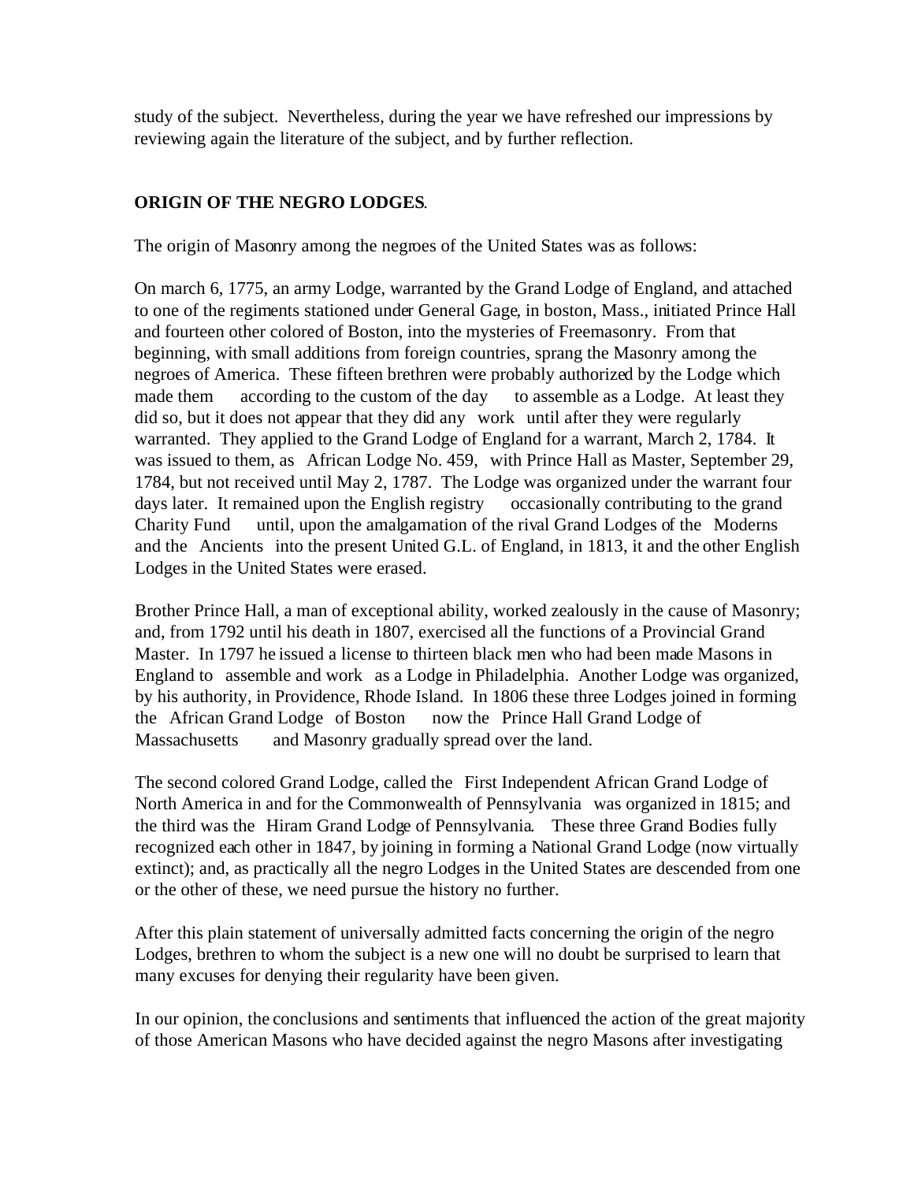study of the subject. Nevertheless, during the year we have refreshed our impressions by reviewing again the literature of the subject, and by further reflection.

**ORIGIN OF THE NEGRO LODGES**.

The origin of Masonry among the negroes of the United States was as follows:

On march 6, 1775, an army Lodge, warranted by the Grand Lodge of England, and attached to one of the regiments stationed under General Gage, in boston, Mass., initiated Prince Hall and fourteen other colored of Boston, into the mysteries of Freemasonry. From that beginning, with small additions from foreign countries, sprang the Masonry among the negroes of America. These fifteen brethren were probably authorized by the Lodge which made them according to the custom of the day to assemble as a Lodge. At least they did so, but it does not appear that they did any work until after they were regularly warranted. They applied to the Grand Lodge of England for a warrant, March 2, 1784. It was issued to them, as African Lodge No. 459, with Prince Hall as Master, September 29, 1784, but not received until May 2, 1787. The Lodge was organized under the warrant four days later. It remained upon the English registry occasionally contributing to the grand Charity Fund until, upon the amalgamation of the rival Grand Lodges of the Moderns and the Ancients into the present United G.L. of England, in 1813, it and the other English Lodges in the United States were erased.

Brother Prince Hall, a man of exceptional ability, worked zealously in the cause of Masonry; and, from 1792 until his death in 1807, exercised all the functions of a Provincial Grand Master. In 1797 he issued a license to thirteen black men who had been made Masons in England to assemble and work as a Lodge in Philadelphia. Another Lodge was organized, by his authority, in Providence, Rhode Island. In 1806 these three Lodges joined in forming the African Grand Lodge of Boston now the Prince Hall Grand Lodge of Massachusetts and Masonry gradually spread over the land.

The second colored Grand Lodge, called the First Independent African Grand Lodge of North America in and for the Commonwealth of Pennsylvania was organized in 1815; and the third was the Hiram Grand Lodge of Pennsylvania. These three Grand Bodies fully recognized each other in 1847, by joining in forming a National Grand Lodge (now virtually extinct); and, as practically all the negro Lodges in the United States are descended from one or the other of these, we need pursue the history no further.

After this plain statement of universally admitted facts concerning the origin of the negro Lodges, brethren to whom the subject is a new one will no doubt be surprised to learn that many excuses for denying their regularity have been given.

In our opinion, the conclusions and sentiments that influenced the action of the great majority of those American Masons who have decided against the negro Masons after investigating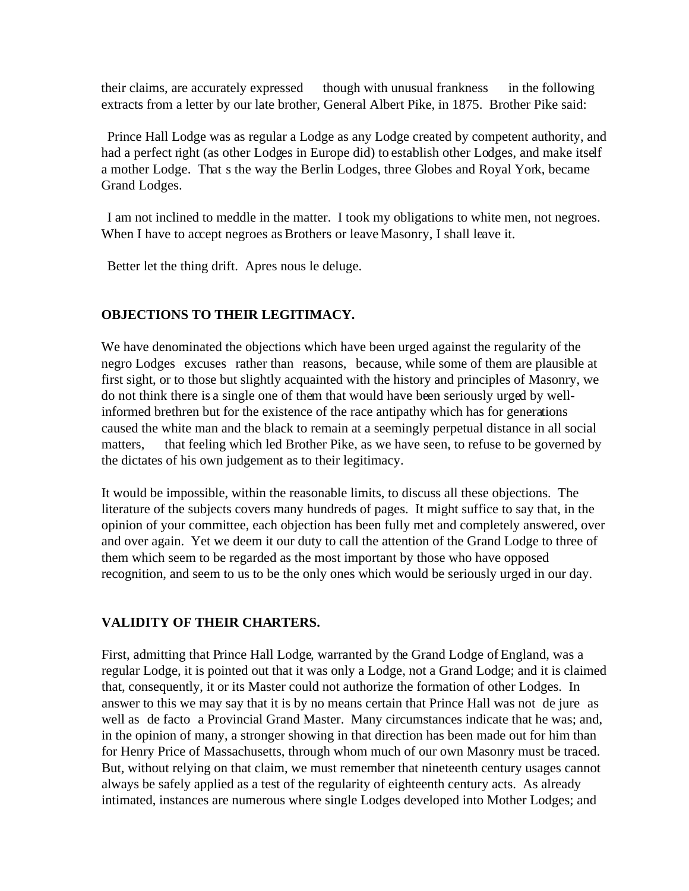their claims, are accurately expressed    though with unusual frankness    in the following extracts from a letter by our late brother, General Albert Pike, in 1875. Brother Pike said:

Prince Hall Lodge was as regular a Lodge as any Lodge created by competent authority, and had a perfect right (as other Lodges in Europe did) to establish other Lodges, and make itself a mother Lodge. That s the way the Berlin Lodges, three Globes and Royal York, became Grand Lodges.

I am not inclined to meddle in the matter. I took my obligations to white men, not negroes. When I have to accept negroes as Brothers or leave Masonry, I shall leave it.

Better let the thing drift. Apres nous le deluge.

**OBJECTIONS TO THEIR LEGITIMACY.**

We have denominated the objections which have been urged against the regularity of the negro Lodges excuses rather than reasons, because, while some of them are plausible at first sight, or to those but slightly acquainted with the history and principles of Masonry, we do not think there is a single one of them that would have been seriously urged by well-informed brethren but for the existence of the race antipathy which has for generations caused the white man and the black to remain at a seemingly perpetual distance in all social matters,    that feeling which led Brother Pike, as we have seen, to refuse to be governed by the dictates of his own judgement as to their legitimacy.

It would be impossible, within the reasonable limits, to discuss all these objections. The literature of the subjects covers many hundreds of pages. It might suffice to say that, in the opinion of your committee, each objection has been fully met and completely answered, over and over again. Yet we deem it our duty to call the attention of the Grand Lodge to three of them which seem to be regarded as the most important by those who have opposed recognition, and seem to us to be the only ones which would be seriously urged in our day.

**VALIDITY OF THEIR CHARTERS.**

First, admitting that Prince Hall Lodge, warranted by the Grand Lodge of England, was a regular Lodge, it is pointed out that it was only a Lodge, not a Grand Lodge; and it is claimed that, consequently, it or its Master could not authorize the formation of other Lodges. In answer to this we may say that it is by no means certain that Prince Hall was not de jure as well as de facto a Provincial Grand Master. Many circumstances indicate that he was; and, in the opinion of many, a stronger showing in that direction has been made out for him than for Henry Price of Massachusetts, through whom much of our own Masonry must be traced. But, without relying on that claim, we must remember that nineteenth century usages cannot always be safely applied as a test of the regularity of eighteenth century acts. As already intimated, instances are numerous where single Lodges developed into Mother Lodges; and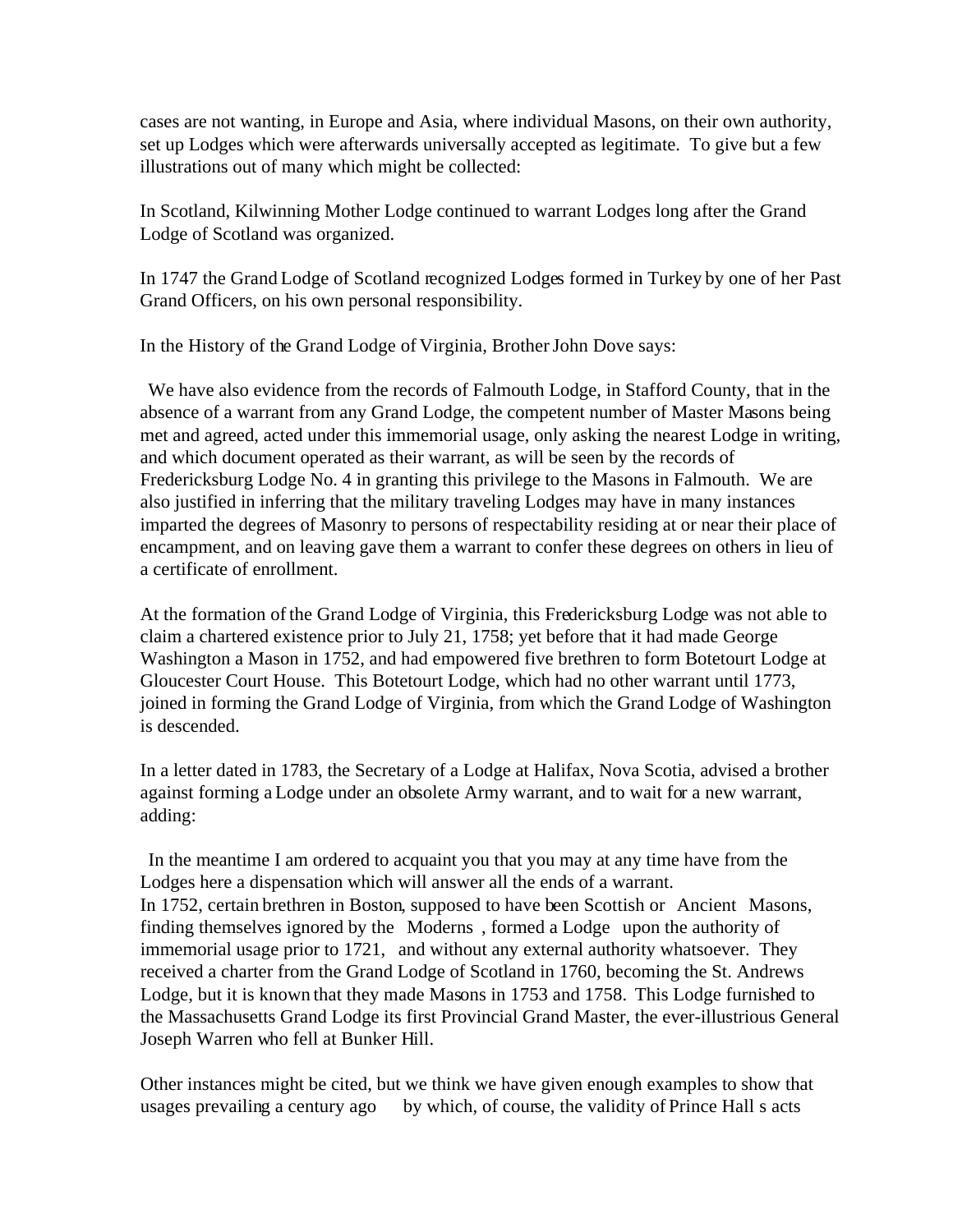cases are not wanting, in Europe and Asia, where individual Masons, on their own authority, set up Lodges which were afterwards universally accepted as legitimate. To give but a few illustrations out of many which might be collected:

In Scotland, Kilwinning Mother Lodge continued to warrant Lodges long after the Grand Lodge of Scotland was organized.

In 1747 the Grand Lodge of Scotland recognized Lodges formed in Turkey by one of her Past Grand Officers, on his own personal responsibility.

In the History of the Grand Lodge of Virginia, Brother John Dove says:

> We have also evidence from the records of Falmouth Lodge, in Stafford County, that in the absence of a warrant from any Grand Lodge, the competent number of Master Masons being met and agreed, acted under this immemorial usage, only asking the nearest Lodge in writing, and which document operated as their warrant, as will be seen by the records of Fredericksburg Lodge No. 4 in granting this privilege to the Masons in Falmouth. We are also justified in inferring that the military traveling Lodges may have in many instances imparted the degrees of Masonry to persons of respectability residing at or near their place of encampment, and on leaving gave them a warrant to confer these degrees on others in lieu of a certificate of enrollment.

At the formation of the Grand Lodge of Virginia, this Fredericksburg Lodge was not able to claim a chartered existence prior to July 21, 1758; yet before that it had made George Washington a Mason in 1752, and had empowered five brethren to form Botetourt Lodge at Gloucester Court House. This Botetourt Lodge, which had no other warrant until 1773, joined in forming the Grand Lodge of Virginia, from which the Grand Lodge of Washington is descended.

In a letter dated in 1783, the Secretary of a Lodge at Halifax, Nova Scotia, advised a brother against forming a Lodge under an obsolete Army warrant, and to wait for a new warrant, adding:

> In the meantime I am ordered to acquaint you that you may at any time have from the Lodges here a dispensation which will answer all the ends of a warrant.

In 1752, certain brethren in Boston, supposed to have been Scottish or Ancient Masons, finding themselves ignored by the Moderns , formed a Lodge upon the authority of immemorial usage prior to 1721, and without any external authority whatsoever. They received a charter from the Grand Lodge of Scotland in 1760, becoming the St. Andrews Lodge, but it is known that they made Masons in 1753 and 1758. This Lodge furnished to the Massachusetts Grand Lodge its first Provincial Grand Master, the ever-illustrious General Joseph Warren who fell at Bunker Hill.

Other instances might be cited, but we think we have given enough examples to show that usages prevailing a century ago by which, of course, the validity of Prince Hall s acts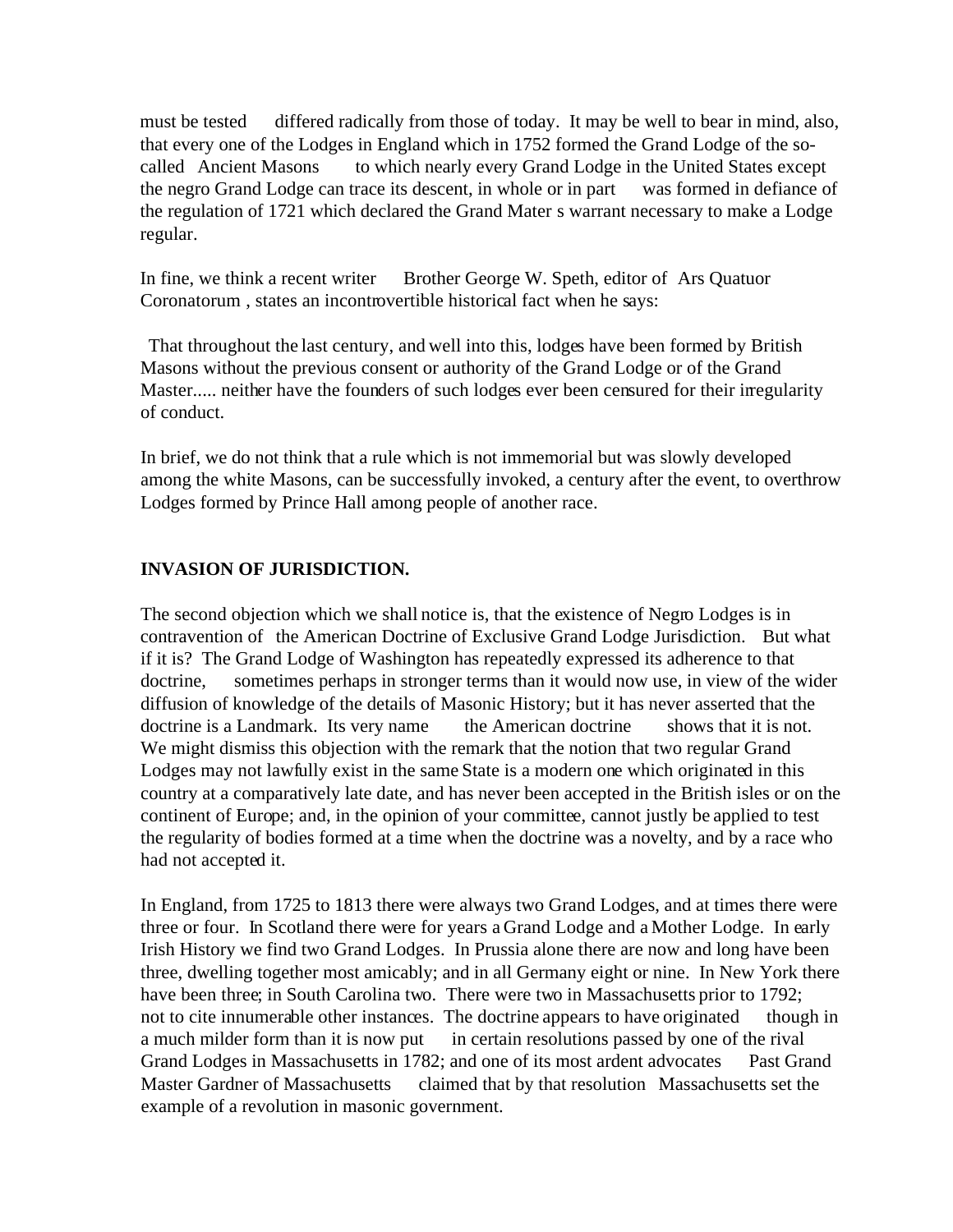must be tested differed radically from those of today. It may be well to bear in mind, also, that every one of the Lodges in England which in 1752 formed the Grand Lodge of the so-called Ancient Masons to which nearly every Grand Lodge in the United States except the negro Grand Lodge can trace its descent, in whole or in part was formed in defiance of the regulation of 1721 which declared the Grand Mater s warrant necessary to make a Lodge regular.

In fine, we think a recent writer Brother George W. Speth, editor of Ars Quatuor Coronatorum , states an incontrovertible historical fact when he says:

That throughout the last century, and well into this, lodges have been formed by British Masons without the previous consent or authority of the Grand Lodge or of the Grand Master..... neither have the founders of such lodges ever been censured for their irregularity of conduct.

In brief, we do not think that a rule which is not immemorial but was slowly developed among the white Masons, can be successfully invoked, a century after the event, to overthrow Lodges formed by Prince Hall among people of another race.

**INVASION OF JURISDICTION.**

The second objection which we shall notice is, that the existence of Negro Lodges is in contravention of the American Doctrine of Exclusive Grand Lodge Jurisdiction. But what if it is? The Grand Lodge of Washington has repeatedly expressed its adherence to that doctrine, sometimes perhaps in stronger terms than it would now use, in view of the wider diffusion of knowledge of the details of Masonic History; but it has never asserted that the doctrine is a Landmark. Its very name the American doctrine shows that it is not. We might dismiss this objection with the remark that the notion that two regular Grand Lodges may not lawfully exist in the same State is a modern one which originated in this country at a comparatively late date, and has never been accepted in the British isles or on the continent of Europe; and, in the opinion of your committee, cannot justly be applied to test the regularity of bodies formed at a time when the doctrine was a novelty, and by a race who had not accepted it.

In England, from 1725 to 1813 there were always two Grand Lodges, and at times there were three or four. In Scotland there were for years a Grand Lodge and a Mother Lodge. In early Irish History we find two Grand Lodges. In Prussia alone there are now and long have been three, dwelling together most amicably; and in all Germany eight or nine. In New York there have been three; in South Carolina two. There were two in Massachusetts prior to 1792; not to cite innumerable other instances. The doctrine appears to have originated though in a much milder form than it is now put in certain resolutions passed by one of the rival Grand Lodges in Massachusetts in 1782; and one of its most ardent advocates Past Grand Master Gardner of Massachusetts claimed that by that resolution Massachusetts set the example of a revolution in masonic government.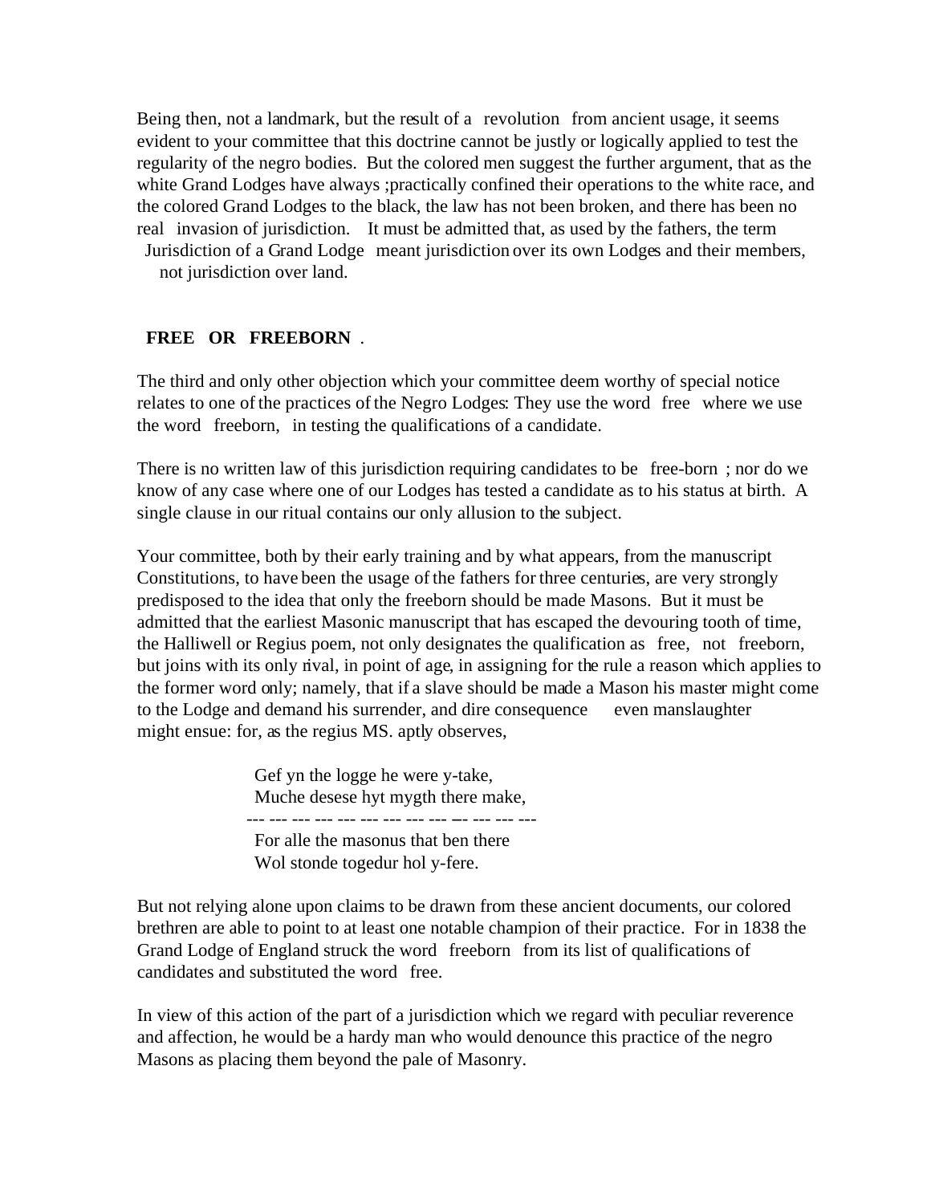Being then, not a landmark, but the result of a revolution from ancient usage, it seems evident to your committee that this doctrine cannot be justly or logically applied to test the regularity of the negro bodies. But the colored men suggest the further argument, that as the white Grand Lodges have always ;practically confined their operations to the white race, and the colored Grand Lodges to the black, the law has not been broken, and there has been no real invasion of jurisdiction. It must be admitted that, as used by the fathers, the term Jurisdiction of a Grand Lodge meant jurisdiction over its own Lodges and their members, not jurisdiction over land.

**FREE OR FREEBORN** .

The third and only other objection which your committee deem worthy of special notice relates to one of the practices of the Negro Lodges: They use the word free where we use the word freeborn, in testing the qualifications of a candidate.

There is no written law of this jurisdiction requiring candidates to be free-born ; nor do we know of any case where one of our Lodges has tested a candidate as to his status at birth. A single clause in our ritual contains our only allusion to the subject.

Your committee, both by their early training and by what appears, from the manuscript Constitutions, to have been the usage of the fathers for three centuries, are very strongly predisposed to the idea that only the freeborn should be made Masons. But it must be admitted that the earliest Masonic manuscript that has escaped the devouring tooth of time, the Halliwell or Regius poem, not only designates the qualification as free, not freeborn, but joins with its only rival, in point of age, in assigning for the rule a reason which applies to the former word only; namely, that if a slave should be made a Mason his master might come to the Lodge and demand his surrender, and dire consequence even manslaughter might ensue: for, as the regius MS. aptly observes,

> Gef yn the logge he were y-take,
> Muche desese hyt mygth there make,
> --- --- --- --- --- --- --- --- --- --- --- --- ---
> For alle the masonus that ben there
> Wol stonde togedur hol y-fere.

But not relying alone upon claims to be drawn from these ancient documents, our colored brethren are able to point to at least one notable champion of their practice. For in 1838 the Grand Lodge of England struck the word freeborn from its list of qualifications of candidates and substituted the word free.

In view of this action of the part of a jurisdiction which we regard with peculiar reverence and affection, he would be a hardy man who would denounce this practice of the negro Masons as placing them beyond the pale of Masonry.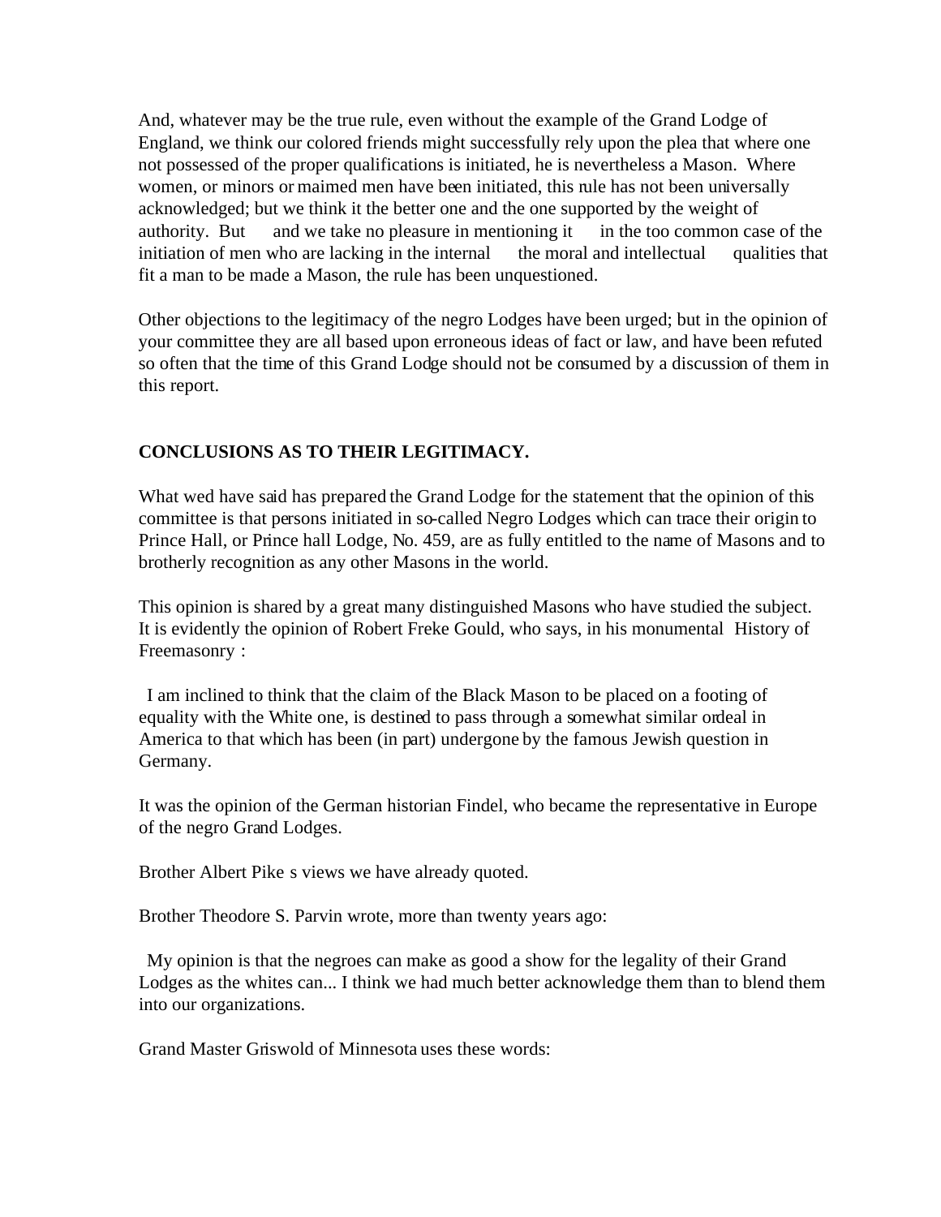And, whatever may be the true rule, even without the example of the Grand Lodge of England, we think our colored friends might successfully rely upon the plea that where one not possessed of the proper qualifications is initiated, he is nevertheless a Mason. Where women, or minors or maimed men have been initiated, this rule has not been universally acknowledged; but we think it the better one and the one supported by the weight of authority. But and we take no pleasure in mentioning it in the too common case of the initiation of men who are lacking in the internal the moral and intellectual qualities that fit a man to be made a Mason, the rule has been unquestioned.

Other objections to the legitimacy of the negro Lodges have been urged; but in the opinion of your committee they are all based upon erroneous ideas of fact or law, and have been refuted so often that the time of this Grand Lodge should not be consumed by a discussion of them in this report.

**CONCLUSIONS AS TO THEIR LEGITIMACY.**

What wed have said has prepared the Grand Lodge for the statement that the opinion of this committee is that persons initiated in so-called Negro Lodges which can trace their origin to Prince Hall, or Prince hall Lodge, No. 459, are as fully entitled to the name of Masons and to brotherly recognition as any other Masons in the world.

This opinion is shared by a great many distinguished Masons who have studied the subject. It is evidently the opinion of Robert Freke Gould, who says, in his monumental History of Freemasonry :

I am inclined to think that the claim of the Black Mason to be placed on a footing of equality with the White one, is destined to pass through a somewhat similar ordeal in America to that which has been (in part) undergone by the famous Jewish question in Germany.

It was the opinion of the German historian Findel, who became the representative in Europe of the negro Grand Lodges.

Brother Albert Pike s views we have already quoted.

Brother Theodore S. Parvin wrote, more than twenty years ago:

My opinion is that the negroes can make as good a show for the legality of their Grand Lodges as the whites can... I think we had much better acknowledge them than to blend them into our organizations.

Grand Master Griswold of Minnesota uses these words: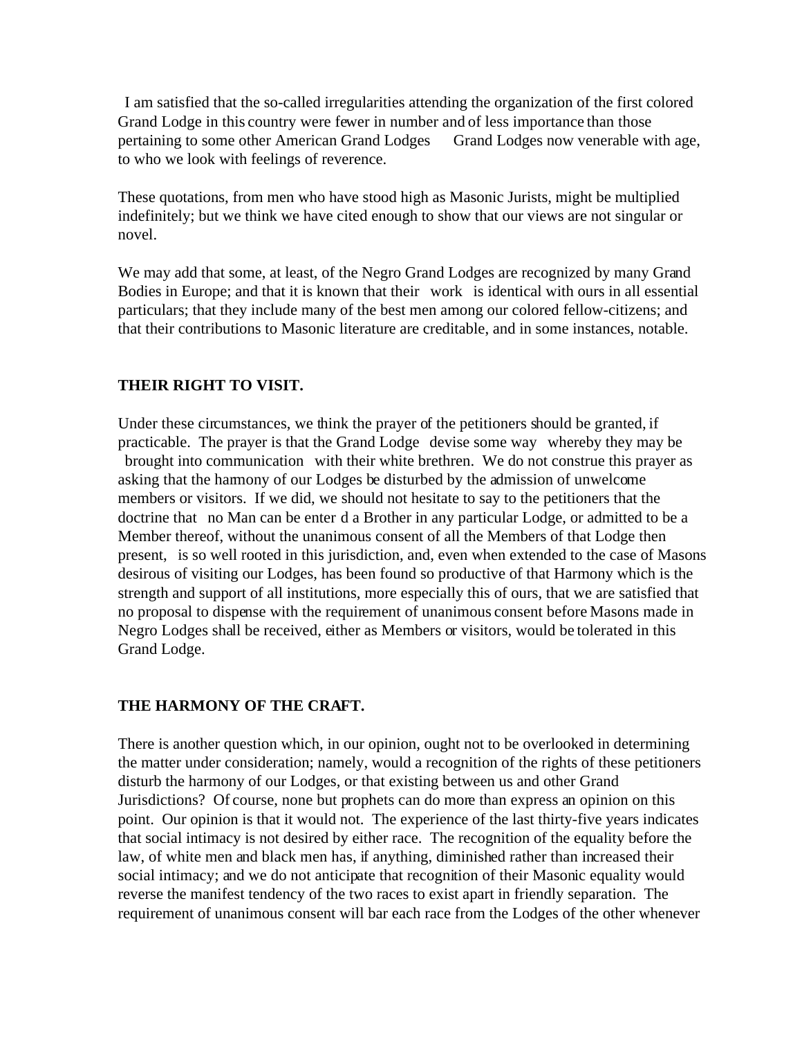I am satisfied that the so-called irregularities attending the organization of the first colored Grand Lodge in this country were fewer in number and of less importance than those pertaining to some other American Grand Lodges Grand Lodges now venerable with age, to who we look with feelings of reverence.

These quotations, from men who have stood high as Masonic Jurists, might be multiplied indefinitely; but we think we have cited enough to show that our views are not singular or novel.

We may add that some, at least, of the Negro Grand Lodges are recognized by many Grand Bodies in Europe; and that it is known that their work is identical with ours in all essential particulars; that they include many of the best men among our colored fellow-citizens; and that their contributions to Masonic literature are creditable, and in some instances, notable.

**THEIR RIGHT TO VISIT.**

Under these circumstances, we think the prayer of the petitioners should be granted, if practicable. The prayer is that the Grand Lodge devise some way whereby they may be brought into communication with their white brethren. We do not construe this prayer as asking that the harmony of our Lodges be disturbed by the admission of unwelcome members or visitors. If we did, we should not hesitate to say to the petitioners that the doctrine that no Man can be enter d a Brother in any particular Lodge, or admitted to be a Member thereof, without the unanimous consent of all the Members of that Lodge then present, is so well rooted in this jurisdiction, and, even when extended to the case of Masons desirous of visiting our Lodges, has been found so productive of that Harmony which is the strength and support of all institutions, more especially this of ours, that we are satisfied that no proposal to dispense with the requirement of unanimous consent before Masons made in Negro Lodges shall be received, either as Members or visitors, would be tolerated in this Grand Lodge.

**THE HARMONY OF THE CRAFT.**

There is another question which, in our opinion, ought not to be overlooked in determining the matter under consideration; namely, would a recognition of the rights of these petitioners disturb the harmony of our Lodges, or that existing between us and other Grand Jurisdictions? Of course, none but prophets can do more than express an opinion on this point. Our opinion is that it would not. The experience of the last thirty-five years indicates that social intimacy is not desired by either race. The recognition of the equality before the law, of white men and black men has, if anything, diminished rather than increased their social intimacy; and we do not anticipate that recognition of their Masonic equality would reverse the manifest tendency of the two races to exist apart in friendly separation. The requirement of unanimous consent will bar each race from the Lodges of the other whenever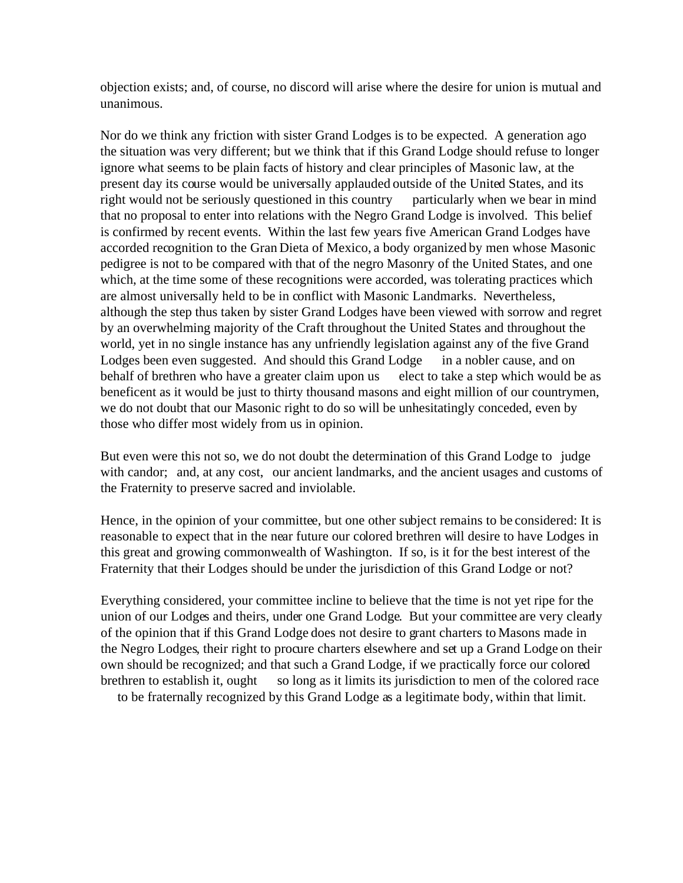objection exists; and, of course, no discord will arise where the desire for union is mutual and unanimous.

Nor do we think any friction with sister Grand Lodges is to be expected. A generation ago the situation was very different; but we think that if this Grand Lodge should refuse to longer ignore what seems to be plain facts of history and clear principles of Masonic law, at the present day its course would be universally applauded outside of the United States, and its right would not be seriously questioned in this country particularly when we bear in mind that no proposal to enter into relations with the Negro Grand Lodge is involved. This belief is confirmed by recent events. Within the last few years five American Grand Lodges have accorded recognition to the Gran Dieta of Mexico, a body organized by men whose Masonic pedigree is not to be compared with that of the negro Masonry of the United States, and one which, at the time some of these recognitions were accorded, was tolerating practices which are almost universally held to be in conflict with Masonic Landmarks. Nevertheless, although the step thus taken by sister Grand Lodges have been viewed with sorrow and regret by an overwhelming majority of the Craft throughout the United States and throughout the world, yet in no single instance has any unfriendly legislation against any of the five Grand Lodges been even suggested. And should this Grand Lodge in a nobler cause, and on behalf of brethren who have a greater claim upon us elect to take a step which would be as beneficent as it would be just to thirty thousand masons and eight million of our countrymen, we do not doubt that our Masonic right to do so will be unhesitatingly conceded, even by those who differ most widely from us in opinion.

But even were this not so, we do not doubt the determination of this Grand Lodge to judge with candor; and, at any cost, our ancient landmarks, and the ancient usages and customs of the Fraternity to preserve sacred and inviolable.

Hence, in the opinion of your committee, but one other subject remains to be considered: It is reasonable to expect that in the near future our colored brethren will desire to have Lodges in this great and growing commonwealth of Washington. If so, is it for the best interest of the Fraternity that their Lodges should be under the jurisdiction of this Grand Lodge or not?

Everything considered, your committee incline to believe that the time is not yet ripe for the union of our Lodges and theirs, under one Grand Lodge. But your committee are very clearly of the opinion that if this Grand Lodge does not desire to grant charters to Masons made in the Negro Lodges, their right to procure charters elsewhere and set up a Grand Lodge on their own should be recognized; and that such a Grand Lodge, if we practically force our colored brethren to establish it, ought so long as it limits its jurisdiction to men of the colored race to be fraternally recognized by this Grand Lodge as a legitimate body, within that limit.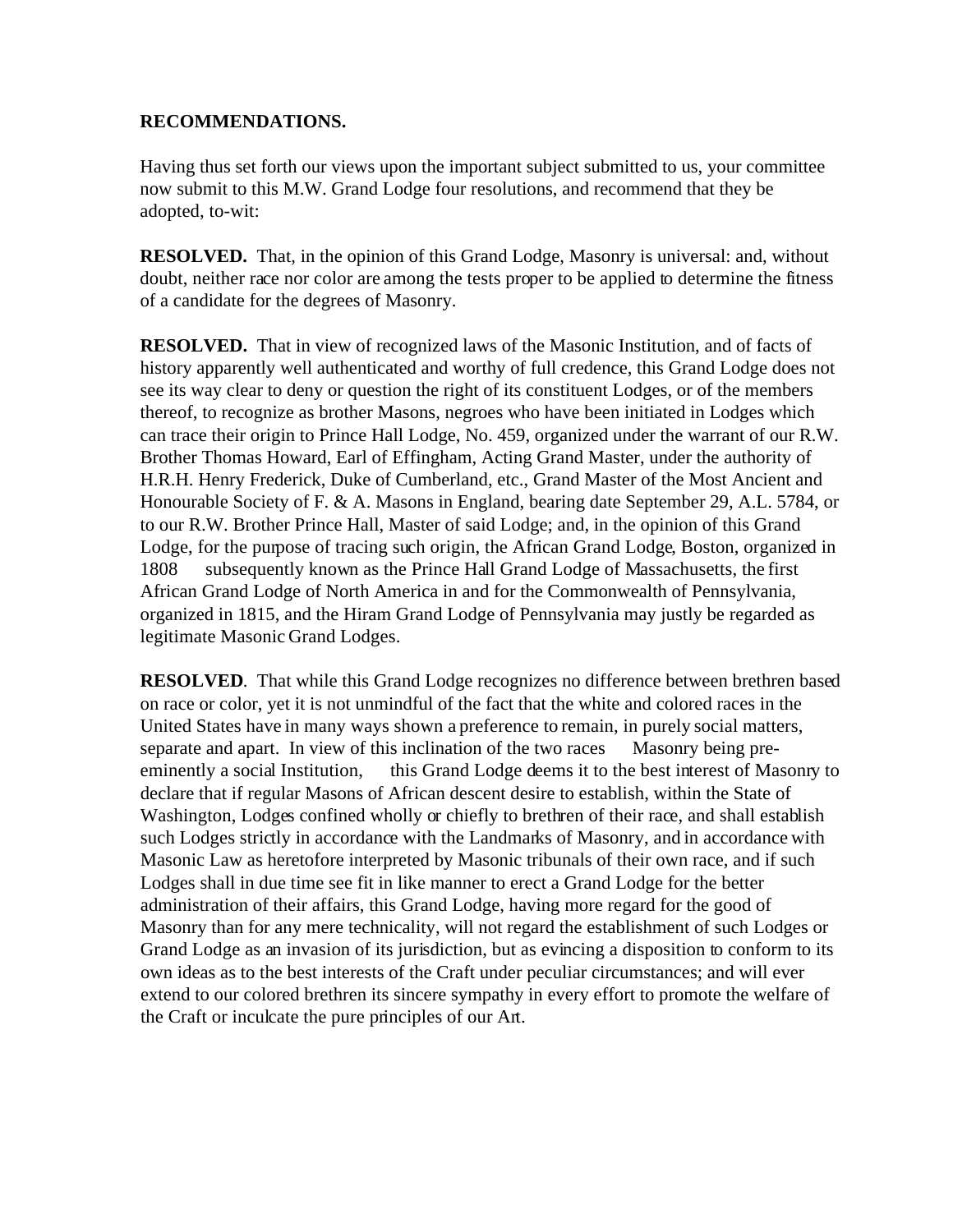**RECOMMENDATIONS.**

Having thus set forth our views upon the important subject submitted to us, your committee now submit to this M.W. Grand Lodge four resolutions, and recommend that they be adopted, to-wit:

**RESOLVED.** That, in the opinion of this Grand Lodge, Masonry is universal: and, without doubt, neither race nor color are among the tests proper to be applied to determine the fitness of a candidate for the degrees of Masonry.

**RESOLVED.** That in view of recognized laws of the Masonic Institution, and of facts of history apparently well authenticated and worthy of full credence, this Grand Lodge does not see its way clear to deny or question the right of its constituent Lodges, or of the members thereof, to recognize as brother Masons, negroes who have been initiated in Lodges which can trace their origin to Prince Hall Lodge, No. 459, organized under the warrant of our R.W. Brother Thomas Howard, Earl of Effingham, Acting Grand Master, under the authority of H.R.H. Henry Frederick, Duke of Cumberland, etc., Grand Master of the Most Ancient and Honourable Society of F. & A. Masons in England, bearing date September 29, A.L. 5784, or to our R.W. Brother Prince Hall, Master of said Lodge; and, in the opinion of this Grand Lodge, for the purpose of tracing such origin, the African Grand Lodge, Boston, organized in 1808 subsequently known as the Prince Hall Grand Lodge of Massachusetts, the first African Grand Lodge of North America in and for the Commonwealth of Pennsylvania, organized in 1815, and the Hiram Grand Lodge of Pennsylvania may justly be regarded as legitimate Masonic Grand Lodges.

**RESOLVED**. That while this Grand Lodge recognizes no difference between brethren based on race or color, yet it is not unmindful of the fact that the white and colored races in the United States have in many ways shown a preference to remain, in purely social matters, separate and apart. In view of this inclination of the two races Masonry being pre-eminently a social Institution, this Grand Lodge deems it to the best interest of Masonry to declare that if regular Masons of African descent desire to establish, within the State of Washington, Lodges confined wholly or chiefly to brethren of their race, and shall establish such Lodges strictly in accordance with the Landmarks of Masonry, and in accordance with Masonic Law as heretofore interpreted by Masonic tribunals of their own race, and if such Lodges shall in due time see fit in like manner to erect a Grand Lodge for the better administration of their affairs, this Grand Lodge, having more regard for the good of Masonry than for any mere technicality, will not regard the establishment of such Lodges or Grand Lodge as an invasion of its jurisdiction, but as evincing a disposition to conform to its own ideas as to the best interests of the Craft under peculiar circumstances; and will ever extend to our colored brethren its sincere sympathy in every effort to promote the welfare of the Craft or inculcate the pure principles of our Art.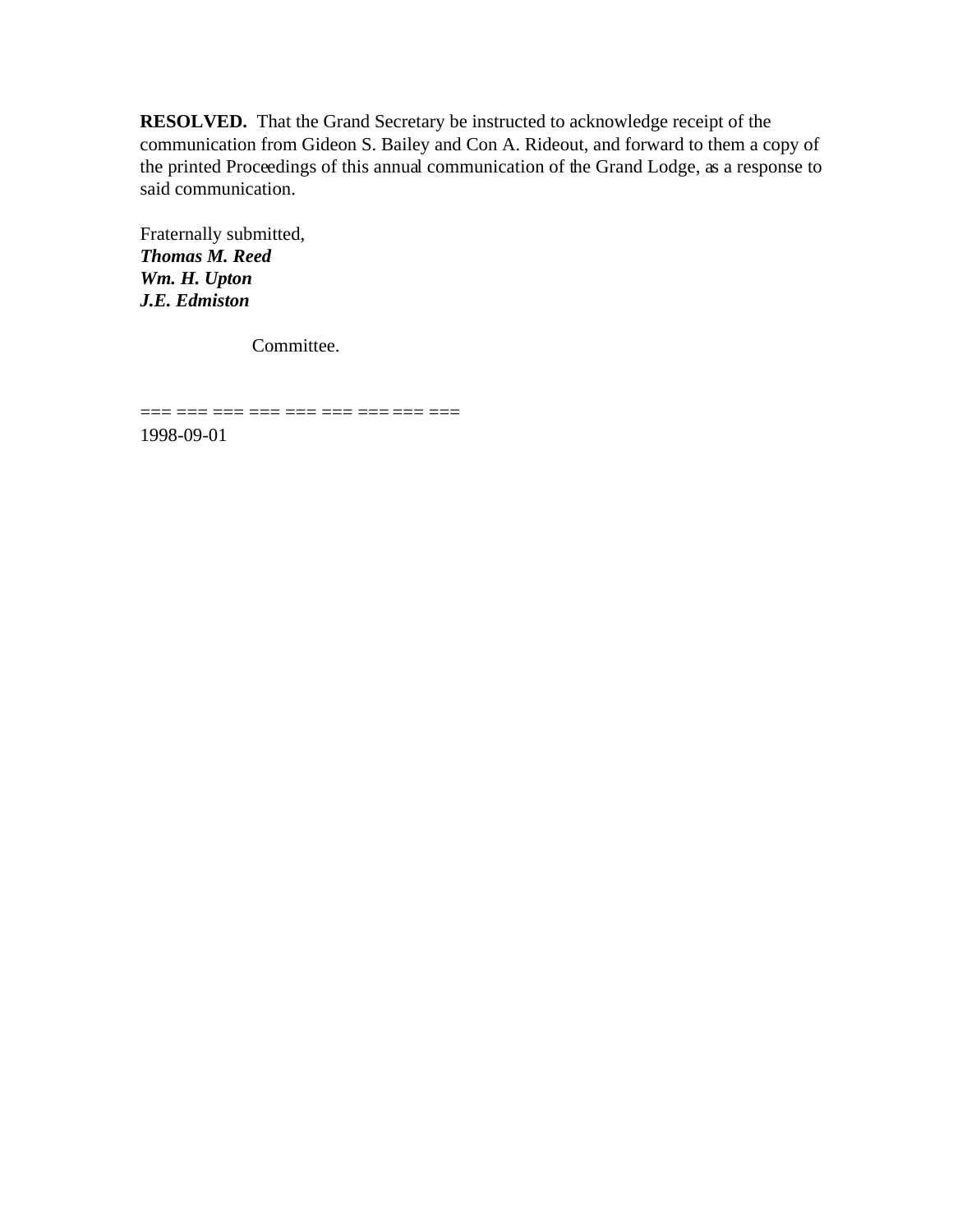**RESOLVED.** That the Grand Secretary be instructed to acknowledge receipt of the communication from Gideon S. Bailey and Con A. Rideout, and forward to them a copy of the printed Proceedings of this annual communication of the Grand Lodge, as a response to said communication.

Fraternally submitted,
***Thomas M. Reed***
***Wm. H. Upton***
***J.E. Edmiston***

Committee.

=== === === === === === === === ===
1998-09-01